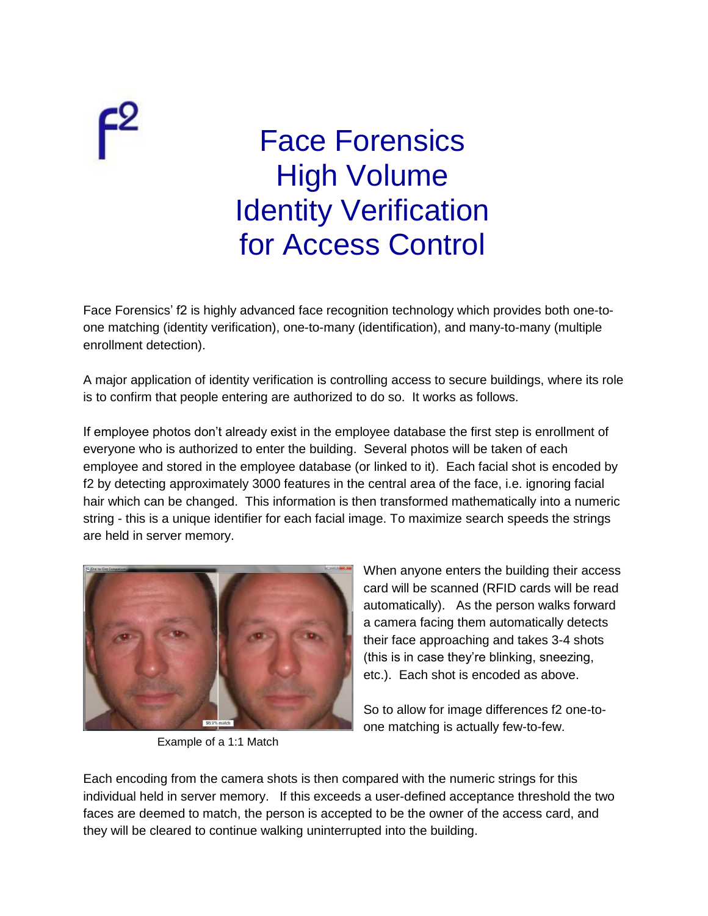f²

# Face Forensics High Volume Identity Verification for Access Control

Face Forensics' f2 is highly advanced face recognition technology which provides both one-to-one matching (identity verification), one-to-many (identification), and many-to-many (multiple enrollment detection).

A major application of identity verification is controlling access to secure buildings, where its role is to confirm that people entering are authorized to do so. It works as follows.

If employee photos don't already exist in the employee database the first step is enrollment of everyone who is authorized to enter the building. Several photos will be taken of each employee and stored in the employee database (or linked to it). Each facial shot is encoded by f2 by detecting approximately 3000 features in the central area of the face, i.e. ignoring facial hair which can be changed. This information is then transformed mathematically into a numeric string - this is a unique identifier for each facial image. To maximize search speeds the strings are held in server memory.

Example of a 1:1 Match

When anyone enters the building their access card will be scanned (RFID cards will be read automatically). As the person walks forward a camera facing them automatically detects their face approaching and takes 3-4 shots (this is in case they're blinking, sneezing, etc.). Each shot is encoded as above.

So to allow for image differences f2 one-to-one matching is actually few-to-few.

Each encoding from the camera shots is then compared with the numeric strings for this individual held in server memory. If this exceeds a user-defined acceptance threshold the two faces are deemed to match, the person is accepted to be the owner of the access card, and they will be cleared to continue walking uninterrupted into the building.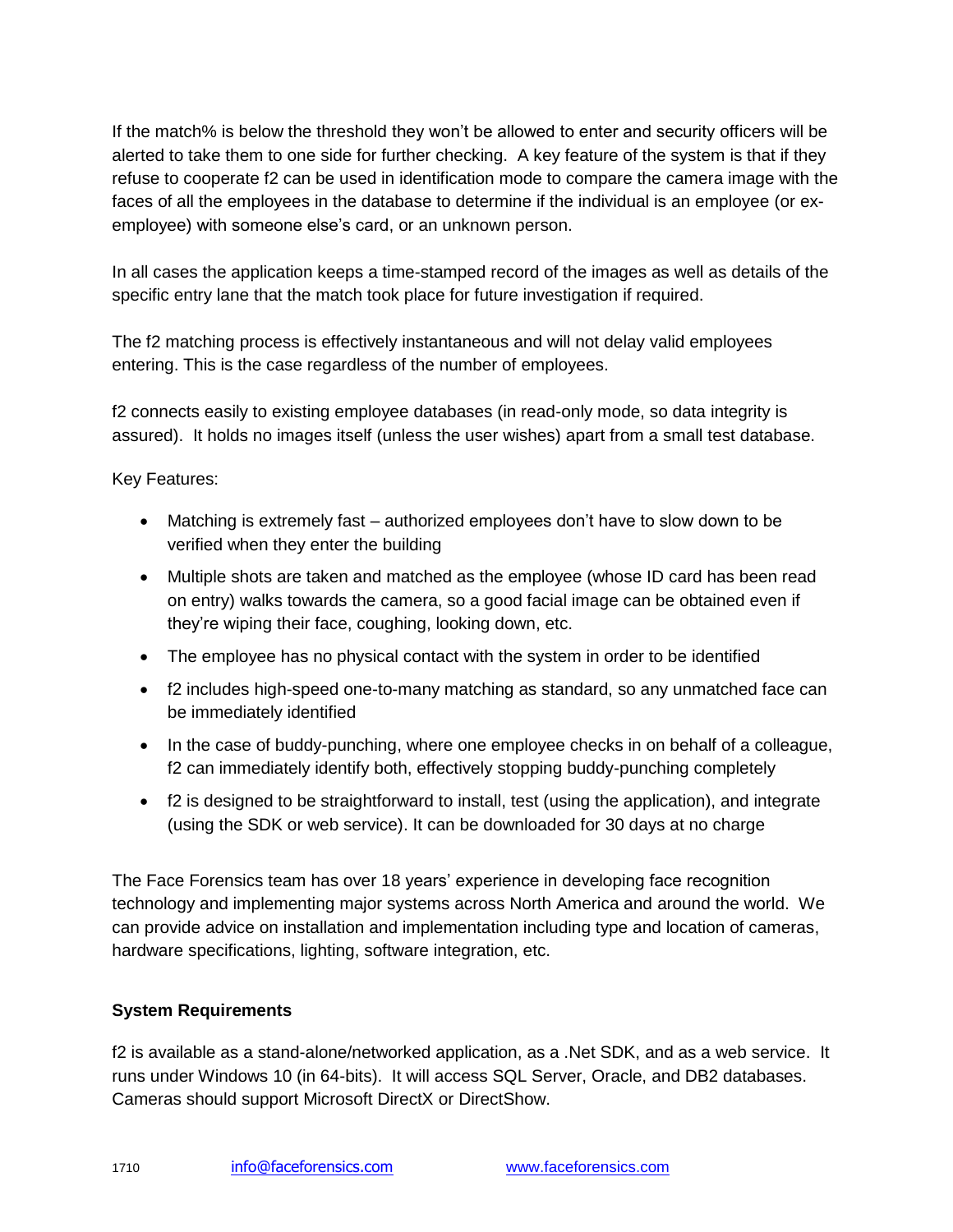If the match% is below the threshold they won't be allowed to enter and security officers will be alerted to take them to one side for further checking. A key feature of the system is that if they refuse to cooperate f2 can be used in identification mode to compare the camera image with the faces of all the employees in the database to determine if the individual is an employee (or ex-employee) with someone else's card, or an unknown person.

In all cases the application keeps a time-stamped record of the images as well as details of the specific entry lane that the match took place for future investigation if required.

The f2 matching process is effectively instantaneous and will not delay valid employees entering. This is the case regardless of the number of employees.

f2 connects easily to existing employee databases (in read-only mode, so data integrity is assured). It holds no images itself (unless the user wishes) apart from a small test database.

Key Features:

- Matching is extremely fast – authorized employees don't have to slow down to be verified when they enter the building
- Multiple shots are taken and matched as the employee (whose ID card has been read on entry) walks towards the camera, so a good facial image can be obtained even if they're wiping their face, coughing, looking down, etc.
- The employee has no physical contact with the system in order to be identified
- f2 includes high-speed one-to-many matching as standard, so any unmatched face can be immediately identified
- In the case of buddy-punching, where one employee checks in on behalf of a colleague, f2 can immediately identify both, effectively stopping buddy-punching completely
- f2 is designed to be straightforward to install, test (using the application), and integrate (using the SDK or web service). It can be downloaded for 30 days at no charge

The Face Forensics team has over 18 years' experience in developing face recognition technology and implementing major systems across North America and around the world. We can provide advice on installation and implementation including type and location of cameras, hardware specifications, lighting, software integration, etc.

**System Requirements**

f2 is available as a stand-alone/networked application, as a .Net SDK, and as a web service. It runs under Windows 10 (in 64-bits). It will access SQL Server, Oracle, and DB2 databases. Cameras should support Microsoft DirectX or DirectShow.

1710 info@faceforensics.com www.faceforensics.com